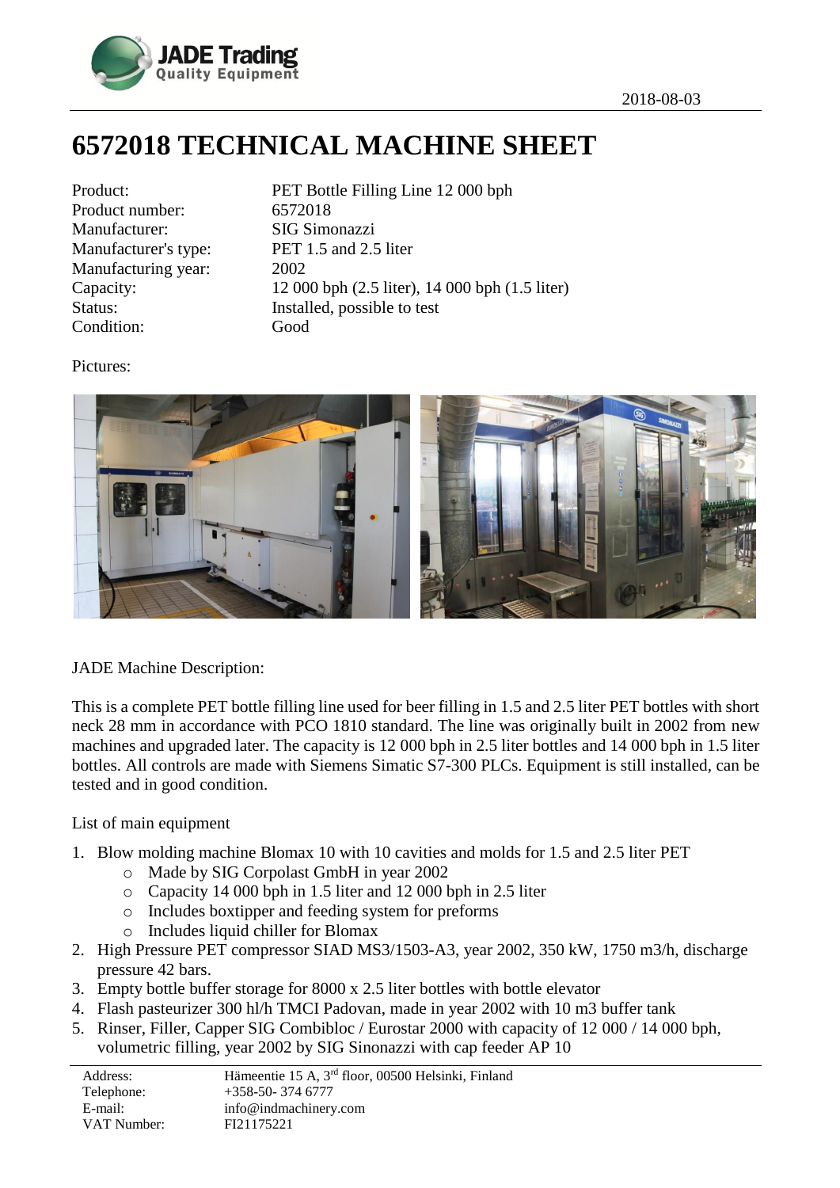2018-08-03

# 6572018 TECHNICAL MACHINE SHEET

| | |
|---|---|
| Product: | PET Bottle Filling Line 12 000 bph |
| Product number: | 6572018 |
| Manufacturer: | SIG Simonazzi |
| Manufacturer's type: | PET 1.5 and 2.5 liter |
| Manufacturing year: | 2002 |
| Capacity: | 12 000 bph (2.5 liter), 14 000 bph (1.5 liter) |
| Status: | Installed, possible to test |
| Condition: | Good |

Pictures:

JADE Machine Description:

This is a complete PET bottle filling line used for beer filling in 1.5 and 2.5 liter PET bottles with short neck 28 mm in accordance with PCO 1810 standard. The line was originally built in 2002 from new machines and upgraded later. The capacity is 12 000 bph in 2.5 liter bottles and 14 000 bph in 1.5 liter bottles. All controls are made with Siemens Simatic S7-300 PLCs. Equipment is still installed, can be tested and in good condition.

List of main equipment

1. Blow molding machine Blomax 10 with 10 cavities and molds for 1.5 and 2.5 liter PET
   - Made by SIG Corpolast GmbH in year 2002
   - Capacity 14 000 bph in 1.5 liter and 12 000 bph in 2.5 liter
   - Includes boxtipper and feeding system for preforms
   - Includes liquid chiller for Blomax
2. High Pressure PET compressor SIAD MS3/1503-A3, year 2002, 350 kW, 1750 m3/h, discharge pressure 42 bars.
3. Empty bottle buffer storage for 8000 x 2.5 liter bottles with bottle elevator
4. Flash pasteurizer 300 hl/h TMCI Padovan, made in year 2002 with 10 m3 buffer tank
5. Rinser, Filler, Capper SIG Combibloc / Eurostar 2000 with capacity of 12 000 / 14 000 bph, volumetric filling, year 2002 by SIG Sinonazzi with cap feeder AP 10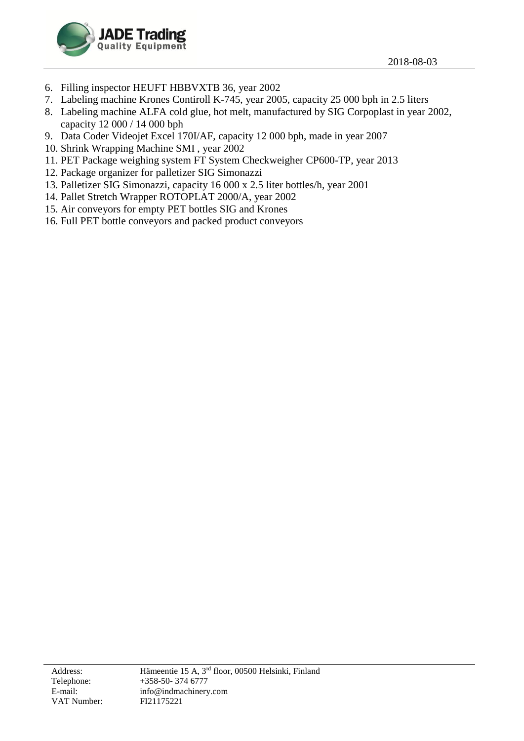2018-08-03

6. Filling inspector HEUFT HBBVXTB 36, year 2002
7. Labeling machine Krones Contiroll K-745, year 2005, capacity 25 000 bph in 2.5 liters
8. Labeling machine ALFA cold glue, hot melt, manufactured by SIG Corpoplast in year 2002, capacity 12 000 / 14 000 bph
9. Data Coder Videojet Excel 170I/AF, capacity 12 000 bph, made in year 2007
10. Shrink Wrapping Machine SMI , year 2002
11. PET Package weighing system FT System Checkweigher CP600-TP, year 2013
12. Package organizer for palletizer SIG Simonazzi
13. Palletizer SIG Simonazzi, capacity 16 000 x 2.5 liter bottles/h, year 2001
14. Pallet Stretch Wrapper ROTOPLAT 2000/A, year 2002
15. Air conveyors for empty PET bottles SIG and Krones
16. Full PET bottle conveyors and packed product conveyors

| | |
|---|---|
| Address: | Hämeentie 15 A, 3rd floor, 00500 Helsinki, Finland |
| Telephone: | +358-50- 374 6777 |
| E-mail: | info@indmachinery.com |
| VAT Number: | FI21175221 |